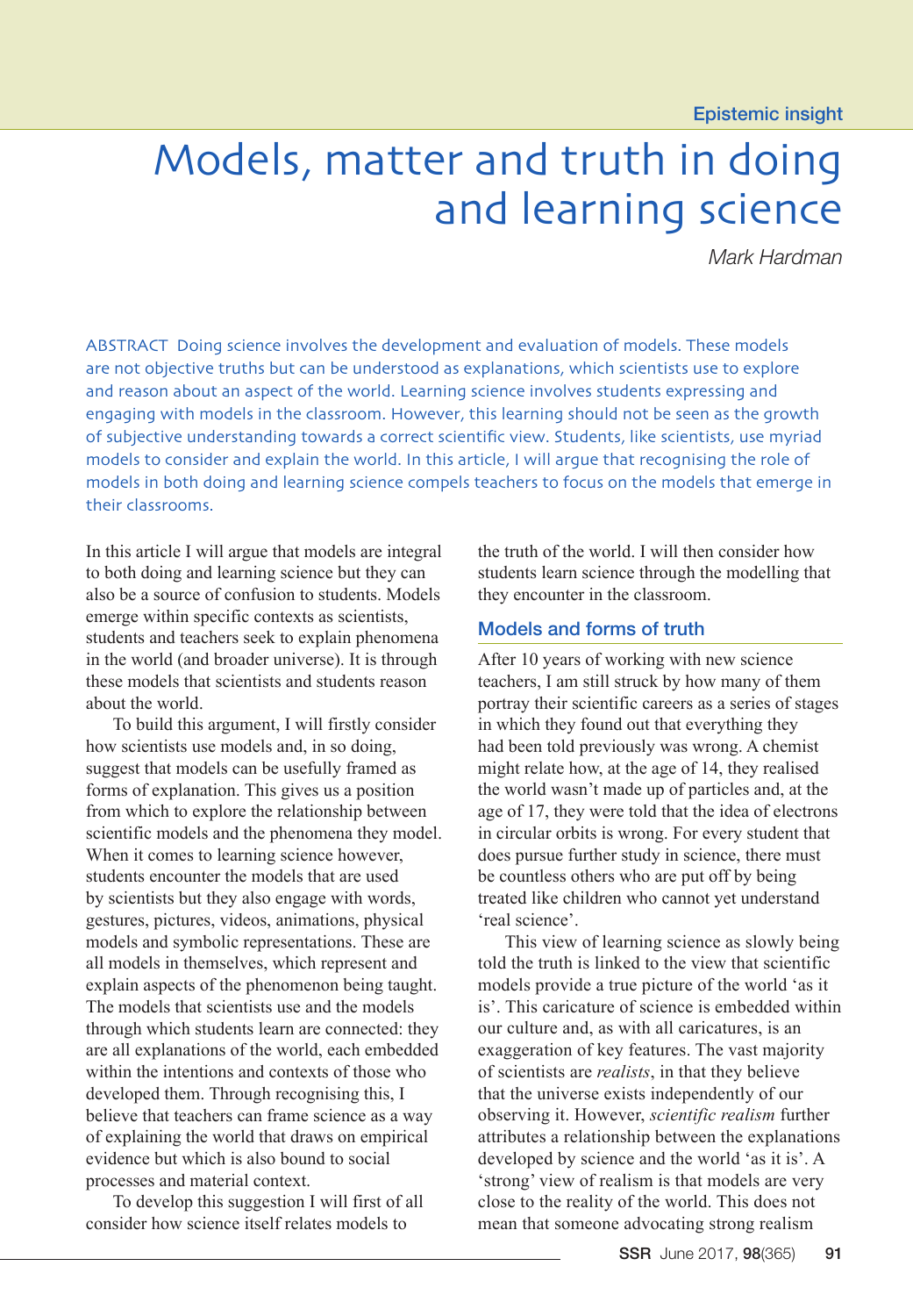Epistemic insight

# Models, matter and truth in doing and learning science

*Mark Hardman*

ABSTRACT Doing science involves the development and evaluation of models. These models are not objective truths but can be understood as explanations, which scientists use to explore and reason about an aspect of the world. Learning science involves students expressing and engaging with models in the classroom. However, this learning should not be seen as the growth of subjective understanding towards a correct scientific view. Students, like scientists, use myriad models to consider and explain the world. In this article, I will argue that recognising the role of models in both doing and learning science compels teachers to focus on the models that emerge in their classrooms.

In this article I will argue that models are integral to both doing and learning science but they can also be a source of confusion to students. Models emerge within specific contexts as scientists, students and teachers seek to explain phenomena in the world (and broader universe). It is through these models that scientists and students reason about the world.

To build this argument, I will firstly consider how scientists use models and, in so doing, suggest that models can be usefully framed as forms of explanation. This gives us a position from which to explore the relationship between scientific models and the phenomena they model. When it comes to learning science however, students encounter the models that are used by scientists but they also engage with words, gestures, pictures, videos, animations, physical models and symbolic representations. These are all models in themselves, which represent and explain aspects of the phenomenon being taught. The models that scientists use and the models through which students learn are connected: they are all explanations of the world, each embedded within the intentions and contexts of those who developed them. Through recognising this, I believe that teachers can frame science as a way of explaining the world that draws on empirical evidence but which is also bound to social processes and material context.

To develop this suggestion I will first of all consider how science itself relates models to the truth of the world. I will then consider how students learn science through the modelling that they encounter in the classroom.

## Models and forms of truth

After 10 years of working with new science teachers, I am still struck by how many of them portray their scientific careers as a series of stages in which they found out that everything they had been told previously was wrong. A chemist might relate how, at the age of 14, they realised the world wasn't made up of particles and, at the age of 17, they were told that the idea of electrons in circular orbits is wrong. For every student that does pursue further study in science, there must be countless others who are put off by being treated like children who cannot yet understand 'real science'.

This view of learning science as slowly being told the truth is linked to the view that scientific models provide a true picture of the world 'as it is'. This caricature of science is embedded within our culture and, as with all caricatures, is an exaggeration of key features. The vast majority of scientists are *realists*, in that they believe that the universe exists independently of our observing it. However, *scientific realism* further attributes a relationship between the explanations developed by science and the world 'as it is'. A 'strong' view of realism is that models are very close to the reality of the world. This does not mean that someone advocating strong realism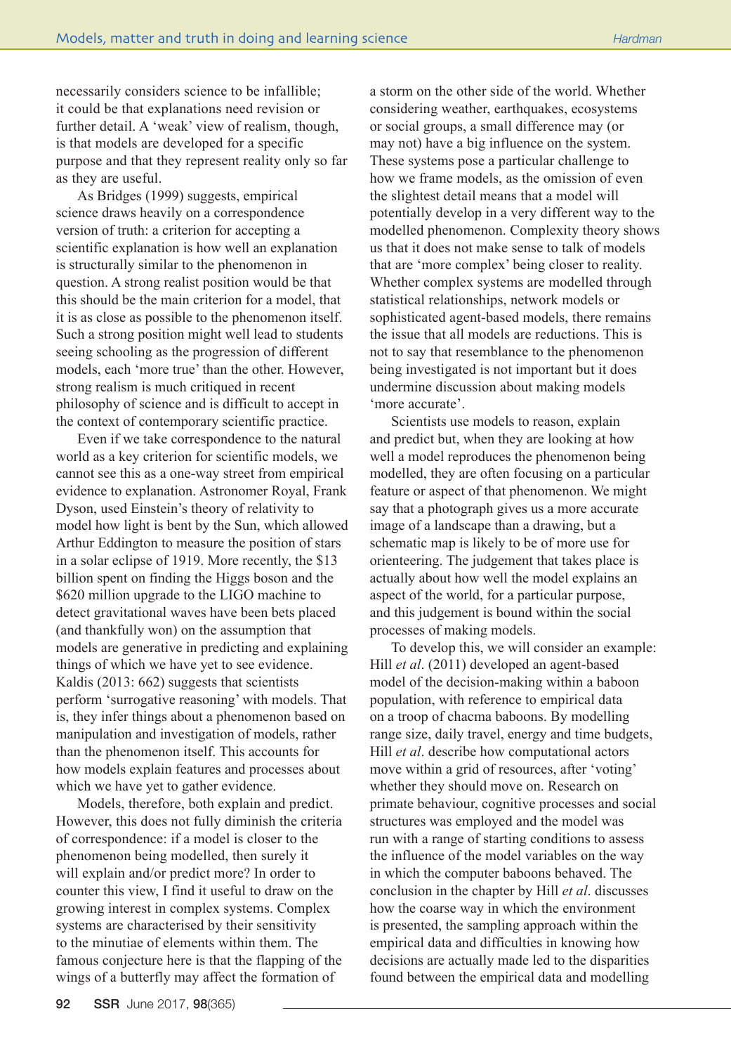necessarily considers science to be infallible; it could be that explanations need revision or further detail. A 'weak' view of realism, though, is that models are developed for a specific purpose and that they represent reality only so far as they are useful.

As Bridges (1999) suggests, empirical science draws heavily on a correspondence version of truth: a criterion for accepting a scientific explanation is how well an explanation is structurally similar to the phenomenon in question. A strong realist position would be that this should be the main criterion for a model, that it is as close as possible to the phenomenon itself. Such a strong position might well lead to students seeing schooling as the progression of different models, each 'more true' than the other. However, strong realism is much critiqued in recent philosophy of science and is difficult to accept in the context of contemporary scientific practice.

Even if we take correspondence to the natural world as a key criterion for scientific models, we cannot see this as a one-way street from empirical evidence to explanation. Astronomer Royal, Frank Dyson, used Einstein's theory of relativity to model how light is bent by the Sun, which allowed Arthur Eddington to measure the position of stars in a solar eclipse of 1919. More recently, the $13 billion spent on finding the Higgs boson and the $620 million upgrade to the LIGO machine to detect gravitational waves have been bets placed (and thankfully won) on the assumption that models are generative in predicting and explaining things of which we have yet to see evidence. Kaldis (2013: 662) suggests that scientists perform 'surrogative reasoning' with models. That is, they infer things about a phenomenon based on manipulation and investigation of models, rather than the phenomenon itself. This accounts for how models explain features and processes about which we have yet to gather evidence.

Models, therefore, both explain and predict. However, this does not fully diminish the criteria of correspondence: if a model is closer to the phenomenon being modelled, then surely it will explain and/or predict more? In order to counter this view, I find it useful to draw on the growing interest in complex systems. Complex systems are characterised by their sensitivity to the minutiae of elements within them. The famous conjecture here is that the flapping of the wings of a butterfly may affect the formation of a storm on the other side of the world. Whether considering weather, earthquakes, ecosystems or social groups, a small difference may (or may not) have a big influence on the system. These systems pose a particular challenge to how we frame models, as the omission of even the slightest detail means that a model will potentially develop in a very different way to the modelled phenomenon. Complexity theory shows us that it does not make sense to talk of models that are 'more complex' being closer to reality. Whether complex systems are modelled through statistical relationships, network models or sophisticated agent-based models, there remains the issue that all models are reductions. This is not to say that resemblance to the phenomenon being investigated is not important but it does undermine discussion about making models 'more accurate'.

Scientists use models to reason, explain and predict but, when they are looking at how well a model reproduces the phenomenon being modelled, they are often focusing on a particular feature or aspect of that phenomenon. We might say that a photograph gives us a more accurate image of a landscape than a drawing, but a schematic map is likely to be of more use for orienteering. The judgement that takes place is actually about how well the model explains an aspect of the world, for a particular purpose, and this judgement is bound within the social processes of making models.

To develop this, we will consider an example: Hill *et al*. (2011) developed an agent-based model of the decision-making within a baboon population, with reference to empirical data on a troop of chacma baboons. By modelling range size, daily travel, energy and time budgets, Hill *et al*. describe how computational actors move within a grid of resources, after 'voting' whether they should move on. Research on primate behaviour, cognitive processes and social structures was employed and the model was run with a range of starting conditions to assess the influence of the model variables on the way in which the computer baboons behaved. The conclusion in the chapter by Hill *et al*. discusses how the coarse way in which the environment is presented, the sampling approach within the empirical data and difficulties in knowing how decisions are actually made led to the disparities found between the empirical data and modelling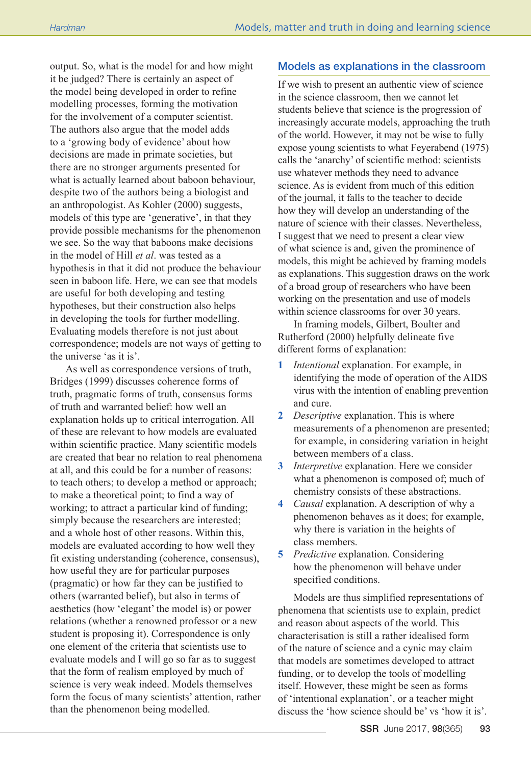output. So, what is the model for and how might it be judged? There is certainly an aspect of the model being developed in order to refine modelling processes, forming the motivation for the involvement of a computer scientist. The authors also argue that the model adds to a 'growing body of evidence' about how decisions are made in primate societies, but there are no stronger arguments presented for what is actually learned about baboon behaviour, despite two of the authors being a biologist and an anthropologist. As Kohler (2000) suggests, models of this type are 'generative', in that they provide possible mechanisms for the phenomenon we see. So the way that baboons make decisions in the model of Hill *et al*. was tested as a hypothesis in that it did not produce the behaviour seen in baboon life. Here, we can see that models are useful for both developing and testing hypotheses, but their construction also helps in developing the tools for further modelling. Evaluating models therefore is not just about correspondence; models are not ways of getting to the universe 'as it is'.

As well as correspondence versions of truth, Bridges (1999) discusses coherence forms of truth, pragmatic forms of truth, consensus forms of truth and warranted belief: how well an explanation holds up to critical interrogation. All of these are relevant to how models are evaluated within scientific practice. Many scientific models are created that bear no relation to real phenomena at all, and this could be for a number of reasons: to teach others; to develop a method or approach; to make a theoretical point; to find a way of working; to attract a particular kind of funding; simply because the researchers are interested; and a whole host of other reasons. Within this, models are evaluated according to how well they fit existing understanding (coherence, consensus), how useful they are for particular purposes (pragmatic) or how far they can be justified to others (warranted belief), but also in terms of aesthetics (how 'elegant' the model is) or power relations (whether a renowned professor or a new student is proposing it). Correspondence is only one element of the criteria that scientists use to evaluate models and I will go so far as to suggest that the form of realism employed by much of science is very weak indeed. Models themselves form the focus of many scientists' attention, rather than the phenomenon being modelled.

## Models as explanations in the classroom

If we wish to present an authentic view of science in the science classroom, then we cannot let students believe that science is the progression of increasingly accurate models, approaching the truth of the world. However, it may not be wise to fully expose young scientists to what Feyerabend (1975) calls the 'anarchy' of scientific method: scientists use whatever methods they need to advance science. As is evident from much of this edition of the journal, it falls to the teacher to decide how they will develop an understanding of the nature of science with their classes. Nevertheless, I suggest that we need to present a clear view of what science is and, given the prominence of models, this might be achieved by framing models as explanations. This suggestion draws on the work of a broad group of researchers who have been working on the presentation and use of models within science classrooms for over 30 years.

In framing models, Gilbert, Boulter and Rutherford (2000) helpfully delineate five different forms of explanation:

1. *Intentional* explanation. For example, in identifying the mode of operation of the AIDS virus with the intention of enabling prevention and cure.
2. *Descriptive* explanation. This is where measurements of a phenomenon are presented; for example, in considering variation in height between members of a class.
3. *Interpretive* explanation. Here we consider what a phenomenon is composed of; much of chemistry consists of these abstractions.
4. *Causal* explanation. A description of why a phenomenon behaves as it does; for example, why there is variation in the heights of class members.
5. *Predictive* explanation. Considering how the phenomenon will behave under specified conditions.

Models are thus simplified representations of phenomena that scientists use to explain, predict and reason about aspects of the world. This characterisation is still a rather idealised form of the nature of science and a cynic may claim that models are sometimes developed to attract funding, or to develop the tools of modelling itself. However, these might be seen as forms of 'intentional explanation', or a teacher might discuss the 'how science should be' vs 'how it is'.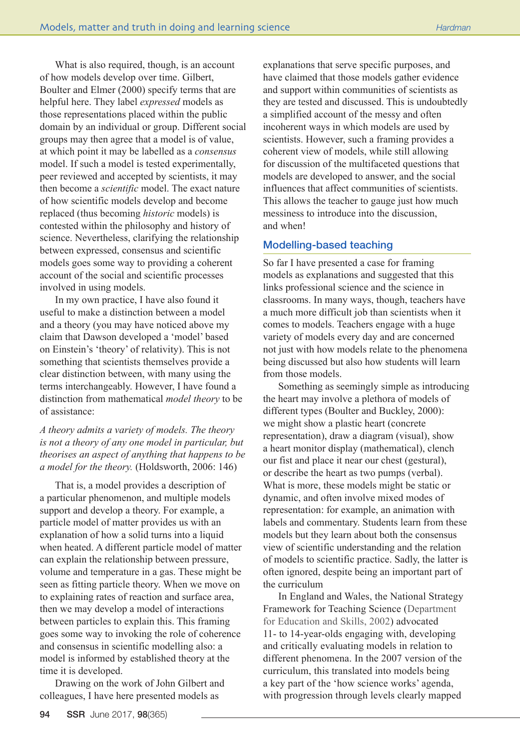What is also required, though, is an account of how models develop over time. Gilbert, Boulter and Elmer (2000) specify terms that are helpful here. They label *expressed* models as those representations placed within the public domain by an individual or group. Different social groups may then agree that a model is of value, at which point it may be labelled as a *consensus* model. If such a model is tested experimentally, peer reviewed and accepted by scientists, it may then become a *scientific* model. The exact nature of how scientific models develop and become replaced (thus becoming *historic* models) is contested within the philosophy and history of science. Nevertheless, clarifying the relationship between expressed, consensus and scientific models goes some way to providing a coherent account of the social and scientific processes involved in using models.

In my own practice, I have also found it useful to make a distinction between a model and a theory (you may have noticed above my claim that Dawson developed a 'model' based on Einstein's 'theory' of relativity). This is not something that scientists themselves provide a clear distinction between, with many using the terms interchangeably. However, I have found a distinction from mathematical *model theory* to be of assistance:

> *A theory admits a variety of models. The theory is not a theory of any one model in particular, but theorises an aspect of anything that happens to be a model for the theory.* (Holdsworth, 2006: 146)

That is, a model provides a description of a particular phenomenon, and multiple models support and develop a theory. For example, a particle model of matter provides us with an explanation of how a solid turns into a liquid when heated. A different particle model of matter can explain the relationship between pressure, volume and temperature in a gas. These might be seen as fitting particle theory. When we move on to explaining rates of reaction and surface area, then we may develop a model of interactions between particles to explain this. This framing goes some way to invoking the role of coherence and consensus in scientific modelling also: a model is informed by established theory at the time it is developed.

Drawing on the work of John Gilbert and colleagues, I have here presented models as explanations that serve specific purposes, and have claimed that those models gather evidence and support within communities of scientists as they are tested and discussed. This is undoubtedly a simplified account of the messy and often incoherent ways in which models are used by scientists. However, such a framing provides a coherent view of models, while still allowing for discussion of the multifaceted questions that models are developed to answer, and the social influences that affect communities of scientists. This allows the teacher to gauge just how much messiness to introduce into the discussion, and when!

## Modelling-based teaching

So far I have presented a case for framing models as explanations and suggested that this links professional science and the science in classrooms. In many ways, though, teachers have a much more difficult job than scientists when it comes to models. Teachers engage with a huge variety of models every day and are concerned not just with how models relate to the phenomena being discussed but also how students will learn from those models.

Something as seemingly simple as introducing the heart may involve a plethora of models of different types (Boulter and Buckley, 2000): we might show a plastic heart (concrete representation), draw a diagram (visual), show a heart monitor display (mathematical), clench our fist and place it near our chest (gestural), or describe the heart as two pumps (verbal). What is more, these models might be static or dynamic, and often involve mixed modes of representation: for example, an animation with labels and commentary. Students learn from these models but they learn about both the consensus view of scientific understanding and the relation of models to scientific practice. Sadly, the latter is often ignored, despite being an important part of the curriculum

In England and Wales, the National Strategy Framework for Teaching Science (Department for Education and Skills, 2002) advocated 11- to 14-year-olds engaging with, developing and critically evaluating models in relation to different phenomena. In the 2007 version of the curriculum, this translated into models being a key part of the 'how science works' agenda, with progression through levels clearly mapped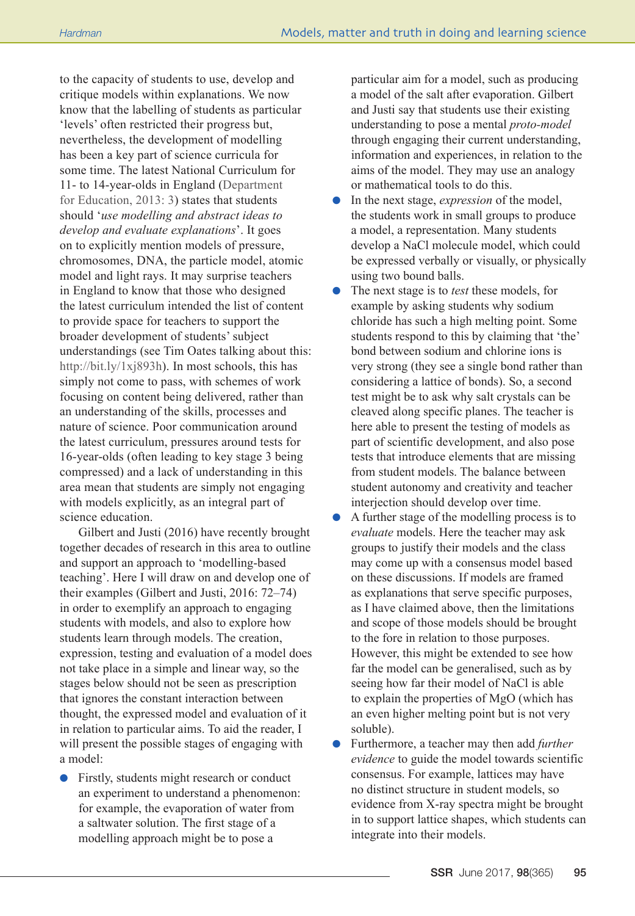to the capacity of students to use, develop and critique models within explanations. We now know that the labelling of students as particular 'levels' often restricted their progress but, nevertheless, the development of modelling has been a key part of science curricula for some time. The latest National Curriculum for 11- to 14-year-olds in England (Department for Education, 2013: 3) states that students should '*use modelling and abstract ideas to develop and evaluate explanations*'. It goes on to explicitly mention models of pressure, chromosomes, DNA, the particle model, atomic model and light rays. It may surprise teachers in England to know that those who designed the latest curriculum intended the list of content to provide space for teachers to support the broader development of students' subject understandings (see Tim Oates talking about this: http://bit.ly/1xj893h). In most schools, this has simply not come to pass, with schemes of work focusing on content being delivered, rather than an understanding of the skills, processes and nature of science. Poor communication around the latest curriculum, pressures around tests for 16-year-olds (often leading to key stage 3 being compressed) and a lack of understanding in this area mean that students are simply not engaging with models explicitly, as an integral part of science education.

Gilbert and Justi (2016) have recently brought together decades of research in this area to outline and support an approach to 'modelling-based teaching'. Here I will draw on and develop one of their examples (Gilbert and Justi, 2016: 72–74) in order to exemplify an approach to engaging students with models, and also to explore how students learn through models. The creation, expression, testing and evaluation of a model does not take place in a simple and linear way, so the stages below should not be seen as prescription that ignores the constant interaction between thought, the expressed model and evaluation of it in relation to particular aims. To aid the reader, I will present the possible stages of engaging with a model:

- Firstly, students might research or conduct an experiment to understand a phenomenon: for example, the evaporation of water from a saltwater solution. The first stage of a modelling approach might be to pose a particular aim for a model, such as producing a model of the salt after evaporation. Gilbert and Justi say that students use their existing understanding to pose a mental *proto-model* through engaging their current understanding, information and experiences, in relation to the aims of the model. They may use an analogy or mathematical tools to do this.
- In the next stage, *expression* of the model, the students work in small groups to produce a model, a representation. Many students develop a NaCl molecule model, which could be expressed verbally or visually, or physically using two bound balls.
- The next stage is to *test* these models, for example by asking students why sodium chloride has such a high melting point. Some students respond to this by claiming that 'the' bond between sodium and chlorine ions is very strong (they see a single bond rather than considering a lattice of bonds). So, a second test might be to ask why salt crystals can be cleaved along specific planes. The teacher is here able to present the testing of models as part of scientific development, and also pose tests that introduce elements that are missing from student models. The balance between student autonomy and creativity and teacher interjection should develop over time.
- A further stage of the modelling process is to *evaluate* models. Here the teacher may ask groups to justify their models and the class may come up with a consensus model based on these discussions. If models are framed as explanations that serve specific purposes, as I have claimed above, then the limitations and scope of those models should be brought to the fore in relation to those purposes. However, this might be extended to see how far the model can be generalised, such as by seeing how far their model of NaCl is able to explain the properties of MgO (which has an even higher melting point but is not very soluble).
- Furthermore, a teacher may then add *further evidence* to guide the model towards scientific consensus. For example, lattices may have no distinct structure in student models, so evidence from X-ray spectra might be brought in to support lattice shapes, which students can integrate into their models.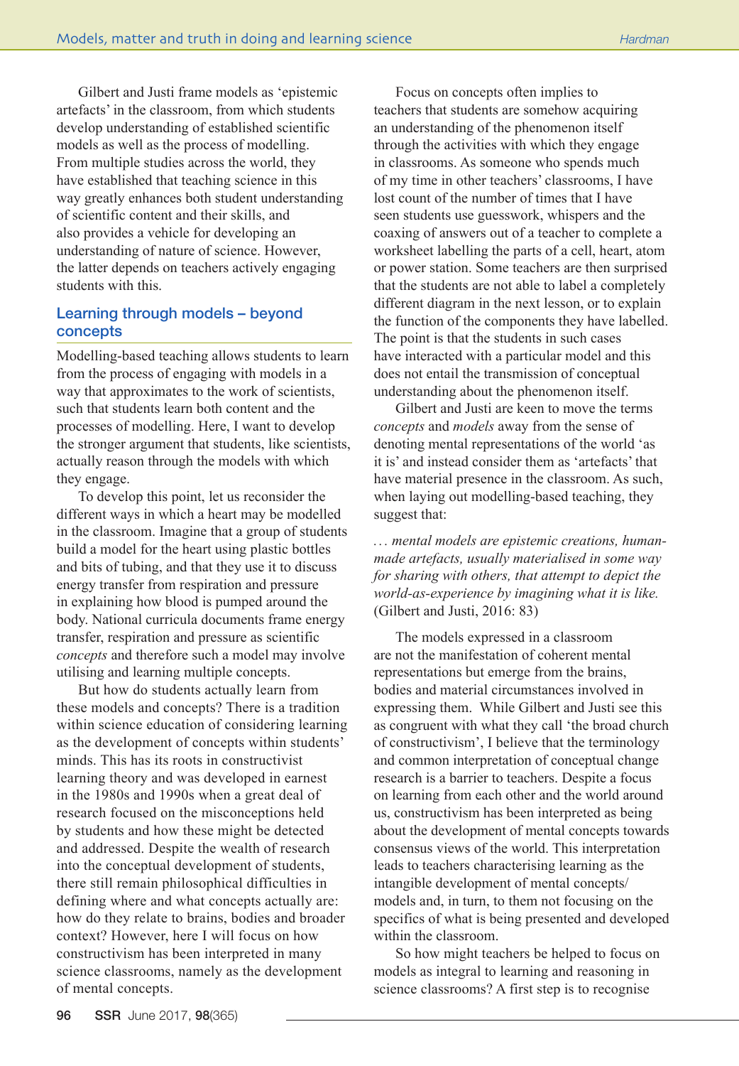Gilbert and Justi frame models as 'epistemic artefacts' in the classroom, from which students develop understanding of established scientific models as well as the process of modelling. From multiple studies across the world, they have established that teaching science in this way greatly enhances both student understanding of scientific content and their skills, and also provides a vehicle for developing an understanding of nature of science. However, the latter depends on teachers actively engaging students with this.

## Learning through models – beyond concepts

Modelling-based teaching allows students to learn from the process of engaging with models in a way that approximates to the work of scientists, such that students learn both content and the processes of modelling. Here, I want to develop the stronger argument that students, like scientists, actually reason through the models with which they engage.

To develop this point, let us reconsider the different ways in which a heart may be modelled in the classroom. Imagine that a group of students build a model for the heart using plastic bottles and bits of tubing, and that they use it to discuss energy transfer from respiration and pressure in explaining how blood is pumped around the body. National curricula documents frame energy transfer, respiration and pressure as scientific *concepts* and therefore such a model may involve utilising and learning multiple concepts.

But how do students actually learn from these models and concepts? There is a tradition within science education of considering learning as the development of concepts within students' minds. This has its roots in constructivist learning theory and was developed in earnest in the 1980s and 1990s when a great deal of research focused on the misconceptions held by students and how these might be detected and addressed. Despite the wealth of research into the conceptual development of students, there still remain philosophical difficulties in defining where and what concepts actually are: how do they relate to brains, bodies and broader context? However, here I will focus on how constructivism has been interpreted in many science classrooms, namely as the development of mental concepts.

Focus on concepts often implies to teachers that students are somehow acquiring an understanding of the phenomenon itself through the activities with which they engage in classrooms. As someone who spends much of my time in other teachers' classrooms, I have lost count of the number of times that I have seen students use guesswork, whispers and the coaxing of answers out of a teacher to complete a worksheet labelling the parts of a cell, heart, atom or power station. Some teachers are then surprised that the students are not able to label a completely different diagram in the next lesson, or to explain the function of the components they have labelled. The point is that the students in such cases have interacted with a particular model and this does not entail the transmission of conceptual understanding about the phenomenon itself.

Gilbert and Justi are keen to move the terms *concepts* and *models* away from the sense of denoting mental representations of the world 'as it is' and instead consider them as 'artefacts' that have material presence in the classroom. As such, when laying out modelling-based teaching, they suggest that:

> *... mental models are epistemic creations, human-made artefacts, usually materialised in some way for sharing with others, that attempt to depict the world-as-experience by imagining what it is like.* (Gilbert and Justi, 2016: 83)

The models expressed in a classroom are not the manifestation of coherent mental representations but emerge from the brains, bodies and material circumstances involved in expressing them. While Gilbert and Justi see this as congruent with what they call 'the broad church of constructivism', I believe that the terminology and common interpretation of conceptual change research is a barrier to teachers. Despite a focus on learning from each other and the world around us, constructivism has been interpreted as being about the development of mental concepts towards consensus views of the world. This interpretation leads to teachers characterising learning as the intangible development of mental concepts/models and, in turn, to them not focusing on the specifics of what is being presented and developed within the classroom.

So how might teachers be helped to focus on models as integral to learning and reasoning in science classrooms? A first step is to recognise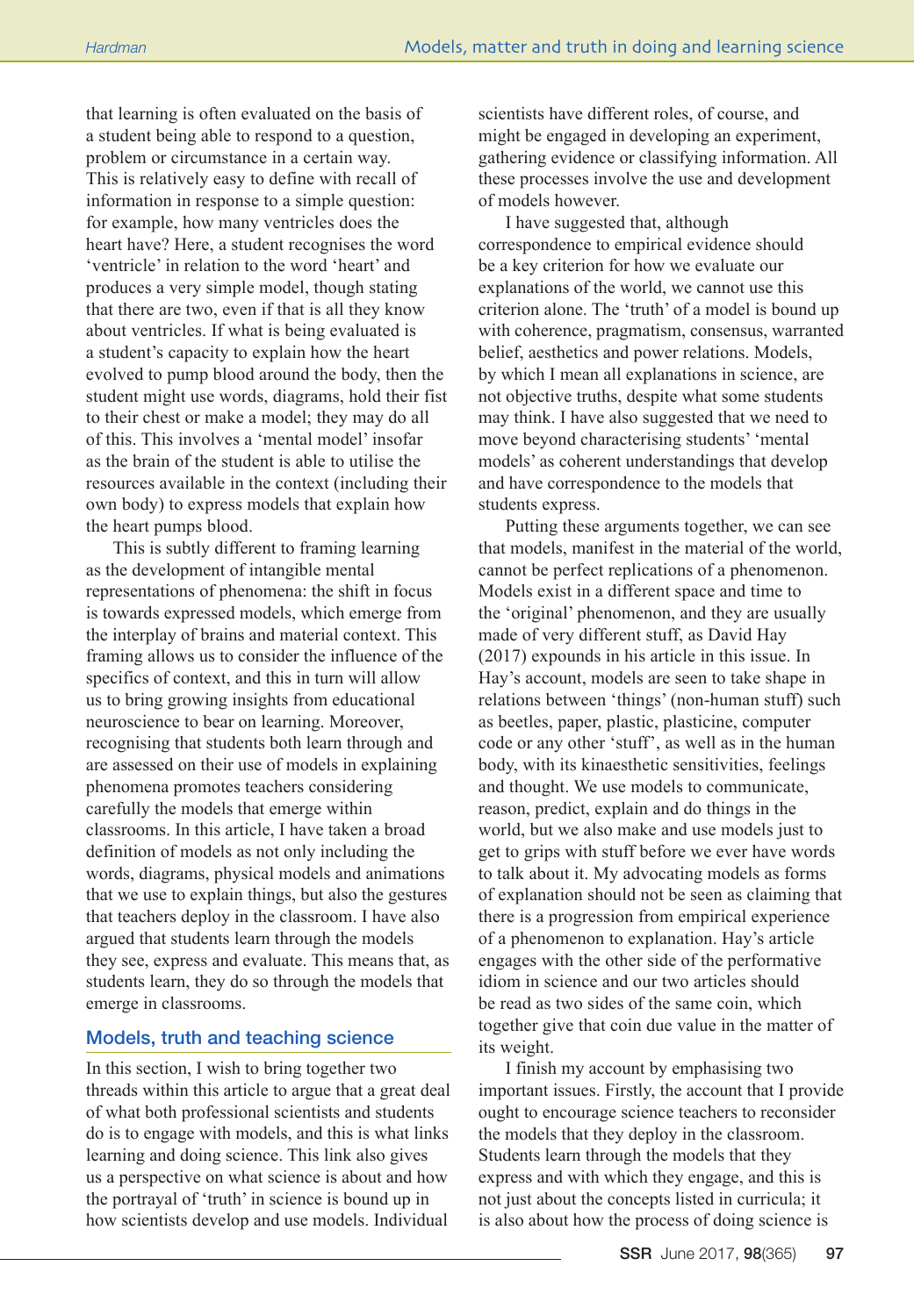that learning is often evaluated on the basis of a student being able to respond to a question, problem or circumstance in a certain way. This is relatively easy to define with recall of information in response to a simple question: for example, how many ventricles does the heart have? Here, a student recognises the word 'ventricle' in relation to the word 'heart' and produces a very simple model, though stating that there are two, even if that is all they know about ventricles. If what is being evaluated is a student's capacity to explain how the heart evolved to pump blood around the body, then the student might use words, diagrams, hold their fist to their chest or make a model; they may do all of this. This involves a 'mental model' insofar as the brain of the student is able to utilise the resources available in the context (including their own body) to express models that explain how the heart pumps blood.

This is subtly different to framing learning as the development of intangible mental representations of phenomena: the shift in focus is towards expressed models, which emerge from the interplay of brains and material context. This framing allows us to consider the influence of the specifics of context, and this in turn will allow us to bring growing insights from educational neuroscience to bear on learning. Moreover, recognising that students both learn through and are assessed on their use of models in explaining phenomena promotes teachers considering carefully the models that emerge within classrooms. In this article, I have taken a broad definition of models as not only including the words, diagrams, physical models and animations that we use to explain things, but also the gestures that teachers deploy in the classroom. I have also argued that students learn through the models they see, express and evaluate. This means that, as students learn, they do so through the models that emerge in classrooms.

## Models, truth and teaching science

In this section, I wish to bring together two threads within this article to argue that a great deal of what both professional scientists and students do is to engage with models, and this is what links learning and doing science. This link also gives us a perspective on what science is about and how the portrayal of 'truth' in science is bound up in how scientists develop and use models. Individual scientists have different roles, of course, and might be engaged in developing an experiment, gathering evidence or classifying information. All these processes involve the use and development of models however.

I have suggested that, although correspondence to empirical evidence should be a key criterion for how we evaluate our explanations of the world, we cannot use this criterion alone. The 'truth' of a model is bound up with coherence, pragmatism, consensus, warranted belief, aesthetics and power relations. Models, by which I mean all explanations in science, are not objective truths, despite what some students may think. I have also suggested that we need to move beyond characterising students' 'mental models' as coherent understandings that develop and have correspondence to the models that students express.

Putting these arguments together, we can see that models, manifest in the material of the world, cannot be perfect replications of a phenomenon. Models exist in a different space and time to the 'original' phenomenon, and they are usually made of very different stuff, as David Hay (2017) expounds in his article in this issue. In Hay's account, models are seen to take shape in relations between 'things' (non-human stuff) such as beetles, paper, plastic, plasticine, computer code or any other 'stuff', as well as in the human body, with its kinaesthetic sensitivities, feelings and thought. We use models to communicate, reason, predict, explain and do things in the world, but we also make and use models just to get to grips with stuff before we ever have words to talk about it. My advocating models as forms of explanation should not be seen as claiming that there is a progression from empirical experience of a phenomenon to explanation. Hay's article engages with the other side of the performative idiom in science and our two articles should be read as two sides of the same coin, which together give that coin due value in the matter of its weight.

I finish my account by emphasising two important issues. Firstly, the account that I provide ought to encourage science teachers to reconsider the models that they deploy in the classroom. Students learn through the models that they express and with which they engage, and this is not just about the concepts listed in curricula; it is also about how the process of doing science is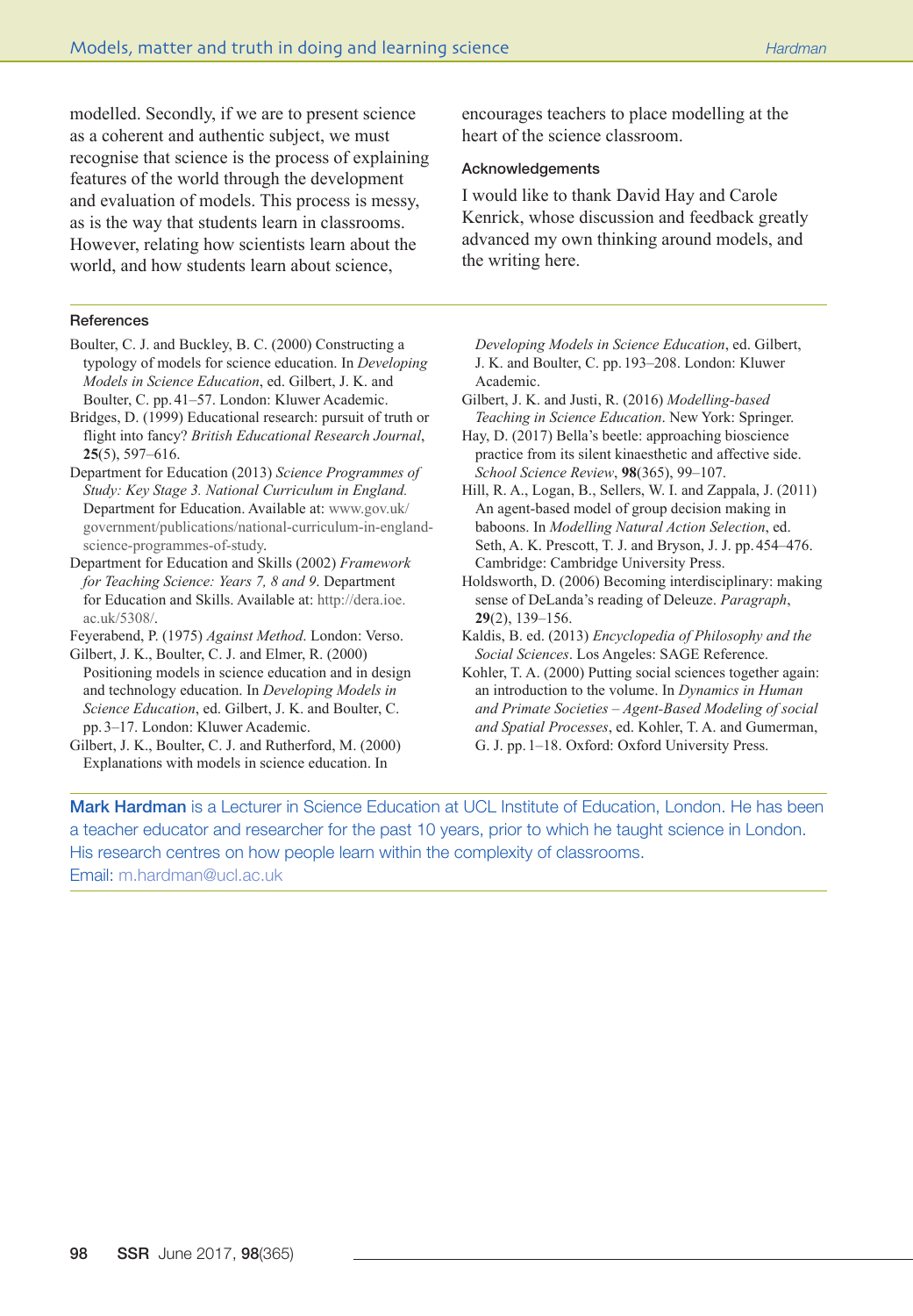modelled. Secondly, if we are to present science as a coherent and authentic subject, we must recognise that science is the process of explaining features of the world through the development and evaluation of models. This process is messy, as is the way that students learn in classrooms. However, relating how scientists learn about the world, and how students learn about science, encourages teachers to place modelling at the heart of the science classroom.

### Acknowledgements

I would like to thank David Hay and Carole Kenrick, whose discussion and feedback greatly advanced my own thinking around models, and the writing here.

### References

Boulter, C. J. and Buckley, B. C. (2000) Constructing a typology of models for science education. In *Developing Models in Science Education*, ed. Gilbert, J. K. and Boulter, C. pp. 41–57. London: Kluwer Academic.

Bridges, D. (1999) Educational research: pursuit of truth or flight into fancy? *British Educational Research Journal*, **25**(5), 597–616.

Department for Education (2013) *Science Programmes of Study: Key Stage 3. National Curriculum in England.* Department for Education. Available at: www.gov.uk/government/publications/national-curriculum-in-england-science-programmes-of-study.

Department for Education and Skills (2002) *Framework for Teaching Science: Years 7, 8 and 9*. Department for Education and Skills. Available at: http://dera.ioe.ac.uk/5308/.

Feyerabend, P. (1975) *Against Method*. London: Verso.

Gilbert, J. K., Boulter, C. J. and Elmer, R. (2000) Positioning models in science education and in design and technology education. In *Developing Models in Science Education*, ed. Gilbert, J. K. and Boulter, C. pp. 3–17. London: Kluwer Academic.

Gilbert, J. K., Boulter, C. J. and Rutherford, M. (2000) Explanations with models in science education. In *Developing Models in Science Education*, ed. Gilbert, J. K. and Boulter, C. pp. 193–208. London: Kluwer Academic.

Gilbert, J. K. and Justi, R. (2016) *Modelling-based Teaching in Science Education*. New York: Springer.

Hay, D. (2017) Bella's beetle: approaching bioscience practice from its silent kinaesthetic and affective side. *School Science Review*, **98**(365), 99–107.

Hill, R. A., Logan, B., Sellers, W. I. and Zappala, J. (2011) An agent-based model of group decision making in baboons. In *Modelling Natural Action Selection*, ed. Seth, A. K. Prescott, T. J. and Bryson, J. J. pp. 454–476. Cambridge: Cambridge University Press.

Holdsworth, D. (2006) Becoming interdisciplinary: making sense of DeLanda's reading of Deleuze. *Paragraph*, **29**(2), 139–156.

Kaldis, B. ed. (2013) *Encyclopedia of Philosophy and the Social Sciences*. Los Angeles: SAGE Reference.

Kohler, T. A. (2000) Putting social sciences together again: an introduction to the volume. In *Dynamics in Human and Primate Societies – Agent-Based Modeling of social and Spatial Processes*, ed. Kohler, T. A. and Gumerman, G. J. pp. 1–18. Oxford: Oxford University Press.

**Mark Hardman** is a Lecturer in Science Education at UCL Institute of Education, London. He has been a teacher educator and researcher for the past 10 years, prior to which he taught science in London. His research centres on how people learn within the complexity of classrooms.
Email: m.hardman@ucl.ac.uk